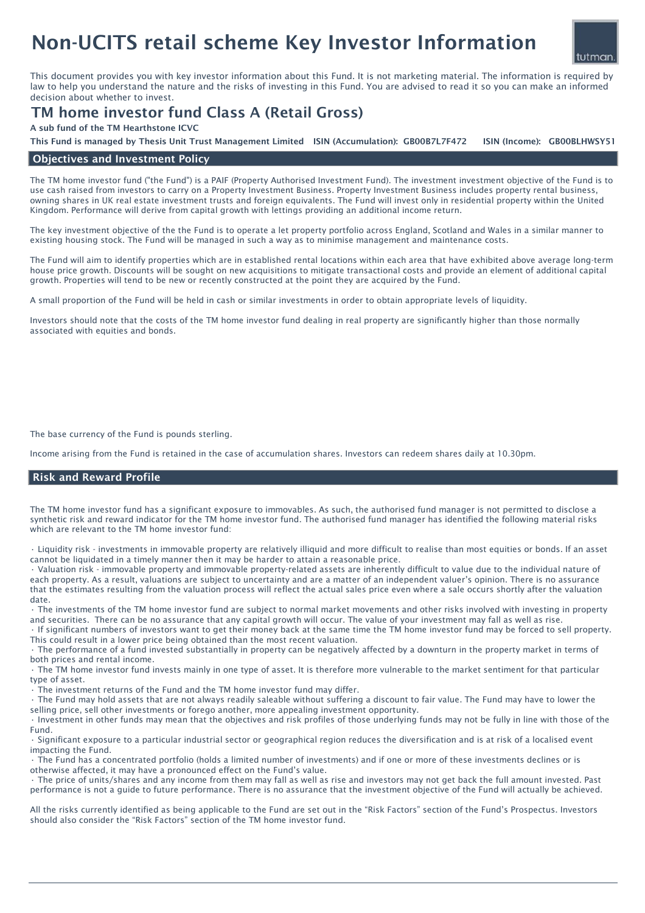# Non-UCITS retail scheme Key Investor Information

This document provides you with key investor information about this Fund. It is not marketing material. The information is required by law to help you understand the nature and the risks of investing in this Fund. You are advised to read it so you can make an informed decision about whether to invest.

## TM home investor fund Class A (Retail Gross)

**A sub fund of the TM Hearthstone ICVC**

**This Fund is managed by Thesis Unit Trust Management Limited ISIN (Accumulation): GB00B7L7F472 ISIN (Income): GB00BLHWSY51**

### Objectives and Investment Policy

The TM home investor fund ("the Fund") is a PAIF (Property Authorised Investment Fund). The investment investment objective of the Fund is to use cash raised from investors to carry on a Property Investment Business. Property Investment Business includes property rental business, owning shares in UK real estate investment trusts and foreign equivalents. The Fund will invest only in residential property within the United Kingdom. Performance will derive from capital growth with lettings providing an additional income return.

The key investment objective of the the Fund is to operate a let property portfolio across England, Scotland and Wales in a similar manner to existing housing stock. The Fund will be managed in such a way as to minimise management and maintenance costs.

The Fund will aim to identify properties which are in established rental locations within each area that have exhibited above average long-term house price growth. Discounts will be sought on new acquisitions to mitigate transactional costs and provide an element of additional capital growth. Properties will tend to be new or recently constructed at the point they are acquired by the Fund.

A small proportion of the Fund will be held in cash or similar investments in order to obtain appropriate levels of liquidity.

Investors should note that the costs of the TM home investor fund dealing in real property are significantly higher than those normally associated with equities and bonds.

The base currency of the Fund is pounds sterling.

Income arising from the Fund is retained in the case of accumulation shares. Investors can redeem shares daily at 10.30pm.

### Risk and Reward Profile

The TM home investor fund has a significant exposure to immovables. As such, the authorised fund manager is not permitted to disclose a synthetic risk and reward indicator for the TM home investor fund. The authorised fund manager has identified the following material risks which are relevant to the TM home investor fund:

- Liquidity risk - investments in immovable property are relatively illiquid and more difficult to realise than most equities or bonds. If an asset cannot be liquidated in a timely manner then it may be harder to attain a reasonable price.
- Valuation risk - immovable property and immovable property-related assets are inherently difficult to value due to the individual nature of each property. As a result, valuations are subject to uncertainty and are a matter of an independent valuer's opinion. There is no assurance that the estimates resulting from the valuation process will reflect the actual sales price even where a sale occurs shortly after the valuation date.
- The investments of the TM home investor fund are subject to normal market movements and other risks involved with investing in property and securities. There can be no assurance that any capital growth will occur. The value of your investment may fall as well as rise.
- If significant numbers of investors want to get their money back at the same time the TM home investor fund may be forced to sell property. This could result in a lower price being obtained than the most recent valuation.
- The performance of a fund invested substantially in property can be negatively affected by a downturn in the property market in terms of both prices and rental income.
- The TM home investor fund invests mainly in one type of asset. It is therefore more vulnerable to the market sentiment for that particular type of asset.
- The investment returns of the Fund and the TM home investor fund may differ.
- The Fund may hold assets that are not always readily saleable without suffering a discount to fair value. The Fund may have to lower the selling price, sell other investments or forego another, more appealing investment opportunity.
- Investment in other funds may mean that the objectives and risk profiles of those underlying funds may not be fully in line with those of the Fund.
- Significant exposure to a particular industrial sector or geographical region reduces the diversification and is at risk of a localised event impacting the Fund.
- The Fund has a concentrated portfolio (holds a limited number of investments) and if one or more of these investments declines or is otherwise affected, it may have a pronounced effect on the Fund's value.
- The price of units/shares and any income from them may fall as well as rise and investors may not get back the full amount invested. Past performance is not a guide to future performance. There is no assurance that the investment objective of the Fund will actually be achieved.

All the risks currently identified as being applicable to the Fund are set out in the "Risk Factors" section of the Fund's Prospectus. Investors should also consider the "Risk Factors" section of the TM home investor fund.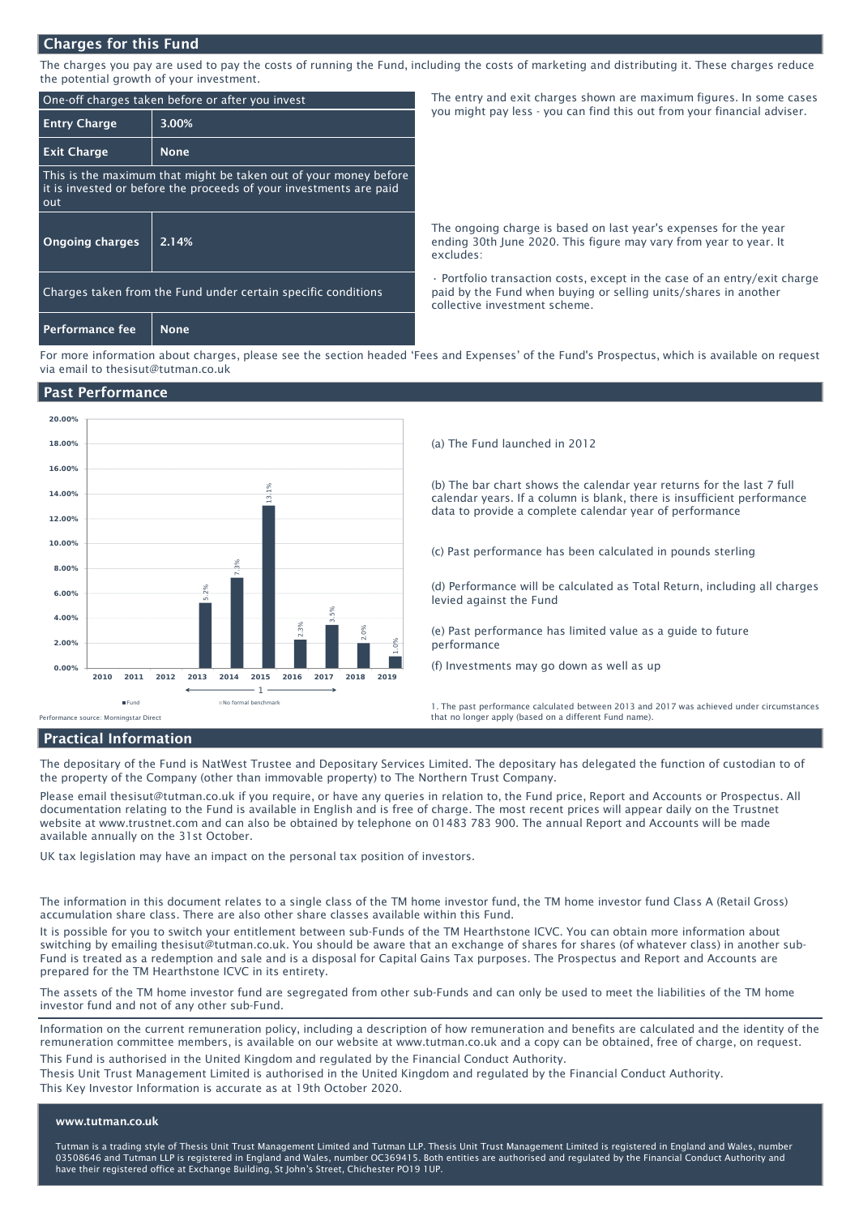## Charges for this Fund

The charges you pay are used to pay the costs of running the Fund, including the costs of marketing and distributing it. These charges reduce the potential growth of your investment.

| One-off charges taken before or after you invest | |
|---|---|
| **Entry Charge** | **3.00%** |
| **Exit Charge** | **None** |
| This is the maximum that might be taken out of your money before it is invested or before the proceeds of your investments are paid out | |
| **Ongoing charges** | **2.14%** |
| Charges taken from the Fund under certain specific conditions | |
| **Performance fee** | **None** |

The entry and exit charges shown are maximum figures. In some cases you might pay less - you can find this out from your financial adviser.

The ongoing charge is based on last year's expenses for the year ending 30th June 2020. This figure may vary from year to year. It excludes:

· Portfolio transaction costs, except in the case of an entry/exit charge paid by the Fund when buying or selling units/shares in another collective investment scheme.

For more information about charges, please see the section headed 'Fees and Expenses' of the Fund's Prospectus, which is available on request via email to thesisut@tutman.co.uk

## Past Performance

20.00%
18.00%
16.00%
14.00%
12.00%
10.00%
8.00%
6.00%
4.00%
2.00%
0.00%

5.2% 7.3% 13.1% 2.3% 3.5% 2.0% 1.0%

2010 2011 2012 2013 2014 2015 2016 2017 2018 2019

1

Fund    No formal benchmark

Performance source: Morningstar Direct

(a) The Fund launched in 2012

(b) The bar chart shows the calendar year returns for the last 7 full calendar years. If a column is blank, there is insufficient performance data to provide a complete calendar year of performance

(c) Past performance has been calculated in pounds sterling

(d) Performance will be calculated as Total Return, including all charges levied against the Fund

(e) Past performance has limited value as a guide to future performance

(f) Investments may go down as well as up

1. The past performance calculated between 2013 and 2017 was achieved under circumstances that no longer apply (based on a different Fund name).

## Practical Information

The depositary of the Fund is NatWest Trustee and Depositary Services Limited. The depositary has delegated the function of custodian to of the property of the Company (other than immovable property) to The Northern Trust Company.

Please email thesisut@tutman.co.uk if you require, or have any queries in relation to, the Fund price, Report and Accounts or Prospectus. All documentation relating to the Fund is available in English and is free of charge. The most recent prices will appear daily on the Trustnet website at www.trustnet.com and can also be obtained by telephone on 01483 783 900. The annual Report and Accounts will be made available annually on the 31st October.

UK tax legislation may have an impact on the personal tax position of investors.

The information in this document relates to a single class of the TM home investor fund, the TM home investor fund Class A (Retail Gross) accumulation share class. There are also other share classes available within this Fund.

It is possible for you to switch your entitlement between sub-Funds of the TM Hearthstone ICVC. You can obtain more information about switching by emailing thesisut@tutman.co.uk. You should be aware that an exchange of shares for shares (of whatever class) in another sub-Fund is treated as a redemption and sale and is a disposal for Capital Gains Tax purposes. The Prospectus and Report and Accounts are prepared for the TM Hearthstone ICVC in its entirety.

The assets of the TM home investor fund are segregated from other sub-Funds and can only be used to meet the liabilities of the TM home investor fund and not of any other sub-Fund.

Information on the current remuneration policy, including a description of how remuneration and benefits are calculated and the identity of the remuneration committee members, is available on our website at www.tutman.co.uk and a copy can be obtained, free of charge, on request.

This Fund is authorised in the United Kingdom and regulated by the Financial Conduct Authority.

Thesis Unit Trust Management Limited is authorised in the United Kingdom and regulated by the Financial Conduct Authority.

This Key Investor Information is accurate as at 19th October 2020.

**www.tutman.co.uk**

Tutman is a trading style of Thesis Unit Trust Management Limited and Tutman LLP. Thesis Unit Trust Management Limited is registered in England and Wales, number 03508646 and Tutman LLP is registered in England and Wales, number OC369415. Both entities are authorised and regulated by the Financial Conduct Authority and have their registered office at Exchange Building, St John's Street, Chichester PO19 1UP.